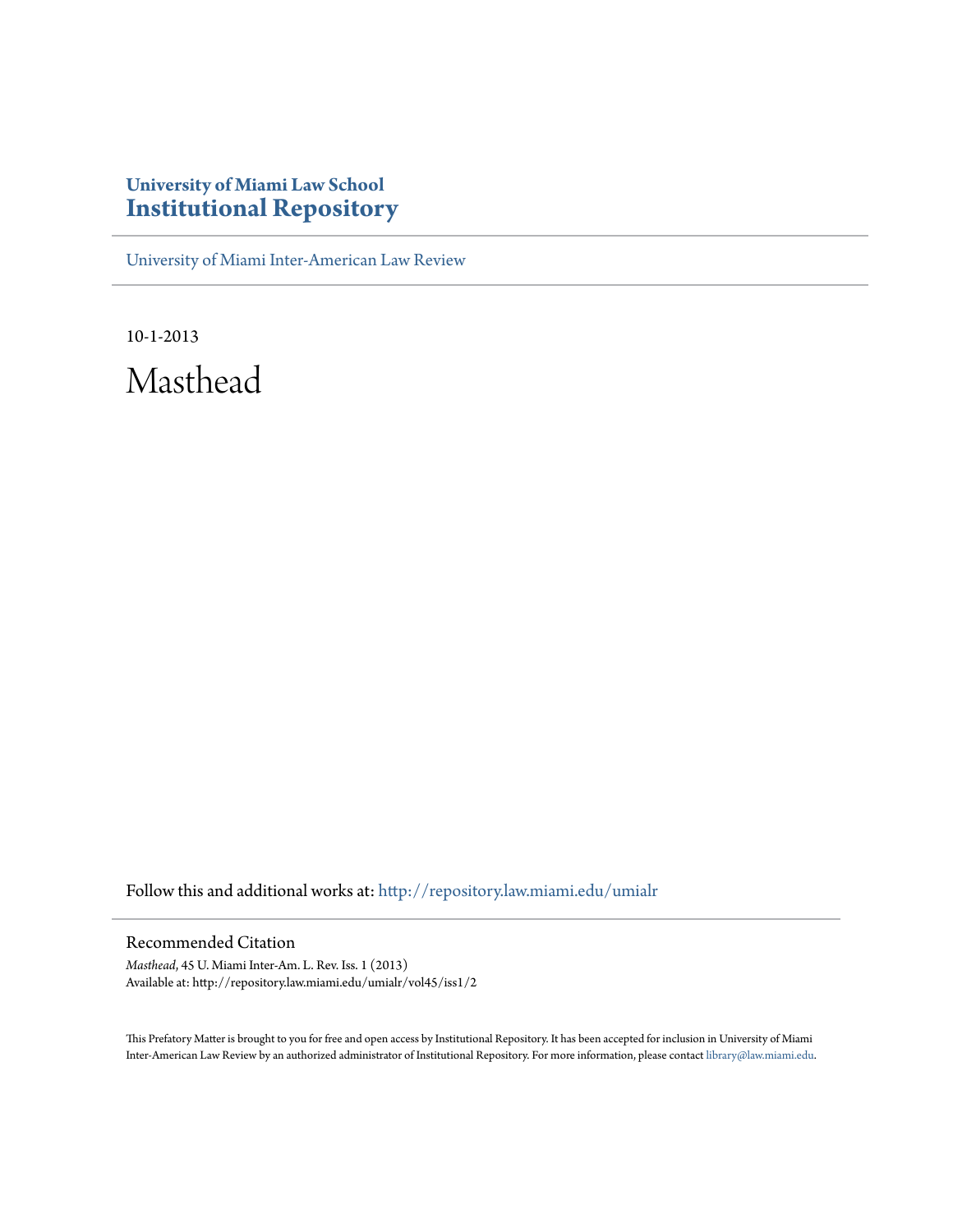**University of Miami Law School**
# Institutional Repository

University of Miami Inter-American Law Review

10-1-2013

# Masthead

Follow this and additional works at: http://repository.law.miami.edu/umialr

## Recommended Citation

*Masthead*, 45 U. Miami Inter-Am. L. Rev. Iss. 1 (2013)
Available at: http://repository.law.miami.edu/umialr/vol45/iss1/2

This Prefatory Matter is brought to you for free and open access by Institutional Repository. It has been accepted for inclusion in University of Miami Inter-American Law Review by an authorized administrator of Institutional Repository. For more information, please contact library@law.miami.edu.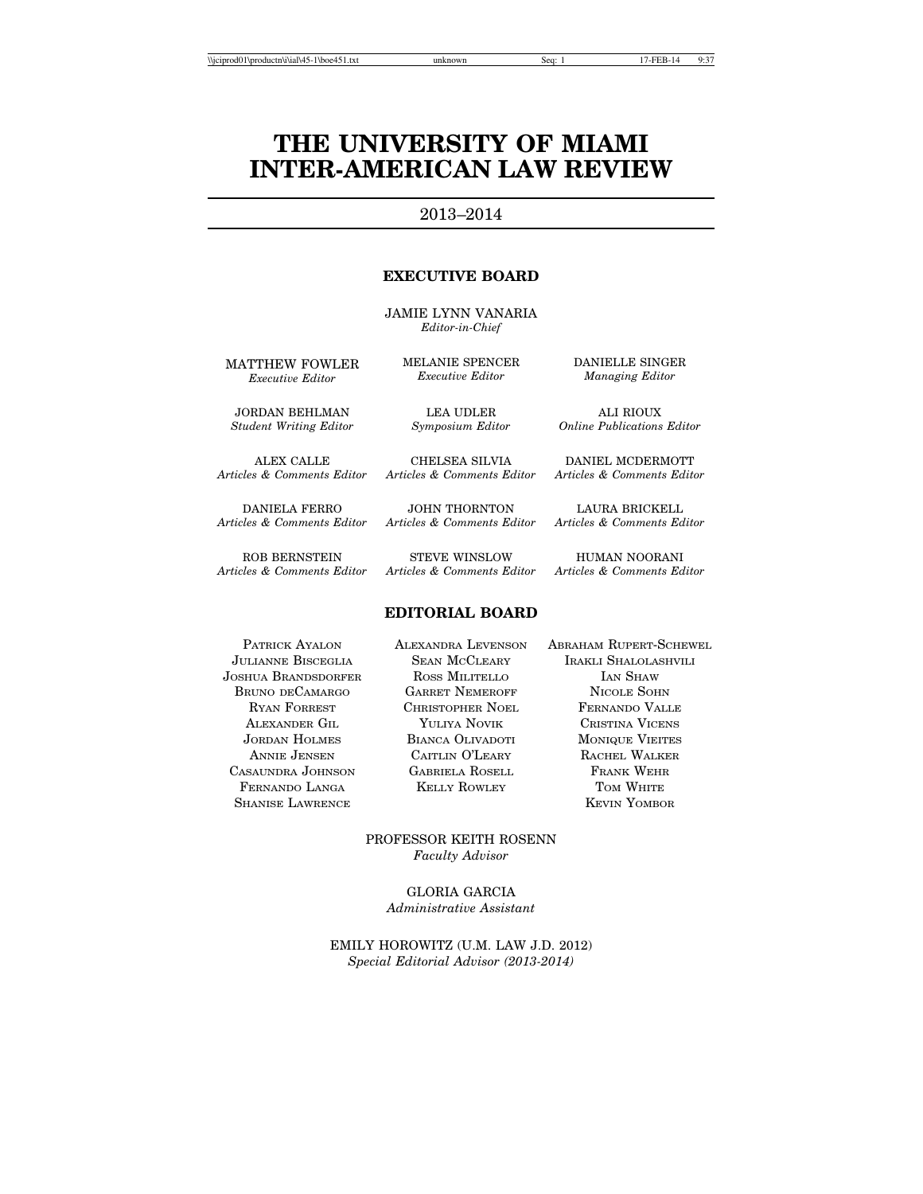# THE UNIVERSITY OF MIAMI INTER-AMERICAN LAW REVIEW

2013–2014

## EXECUTIVE BOARD

JAMIE LYNN VANARIA
*Editor-in-Chief*

MATTHEW FOWLER
*Executive Editor*

MELANIE SPENCER
*Executive Editor*

DANIELLE SINGER
*Managing Editor*

JORDAN BEHLMAN
*Student Writing Editor*

LEA UDLER
*Symposium Editor*

ALI RIOUX
*Online Publications Editor*

ALEX CALLE
*Articles & Comments Editor*

CHELSEA SILVIA
*Articles & Comments Editor*

DANIEL MCDERMOTT
*Articles & Comments Editor*

DANIELA FERRO
*Articles & Comments Editor*

JOHN THORNTON
*Articles & Comments Editor*

LAURA BRICKELL
*Articles & Comments Editor*

ROB BERNSTEIN
*Articles & Comments Editor*

STEVE WINSLOW
*Articles & Comments Editor*

HUMAN NOORANI
*Articles & Comments Editor*

## EDITORIAL BOARD

Patrick Ayalon
Julianne Bisceglia
Joshua Brandsdorfer
Bruno deCamargo
Ryan Forrest
Alexander Gil
Jordan Holmes
Annie Jensen
Casaundra Johnson
Fernando Langa
Shanise Lawrence
Alexandra Levenson
Sean McCleary
Ross Militello
Garret Nemeroff
Christopher Noel
Yuliya Novik
Bianca Olivadoti
Caitlin O'Leary
Gabriela Rosell
Kelly Rowley
Abraham Rupert-Schewel
Irakli Shalolashvili
Ian Shaw
Nicole Sohn
Fernando Valle
Cristina Vicens
Monique Vieites
Rachel Walker
Frank Wehr
Tom White
Kevin Yombor

PROFESSOR KEITH ROSENN
*Faculty Advisor*

GLORIA GARCIA
*Administrative Assistant*

EMILY HOROWITZ (U.M. LAW J.D. 2012)
*Special Editorial Advisor (2013-2014)*